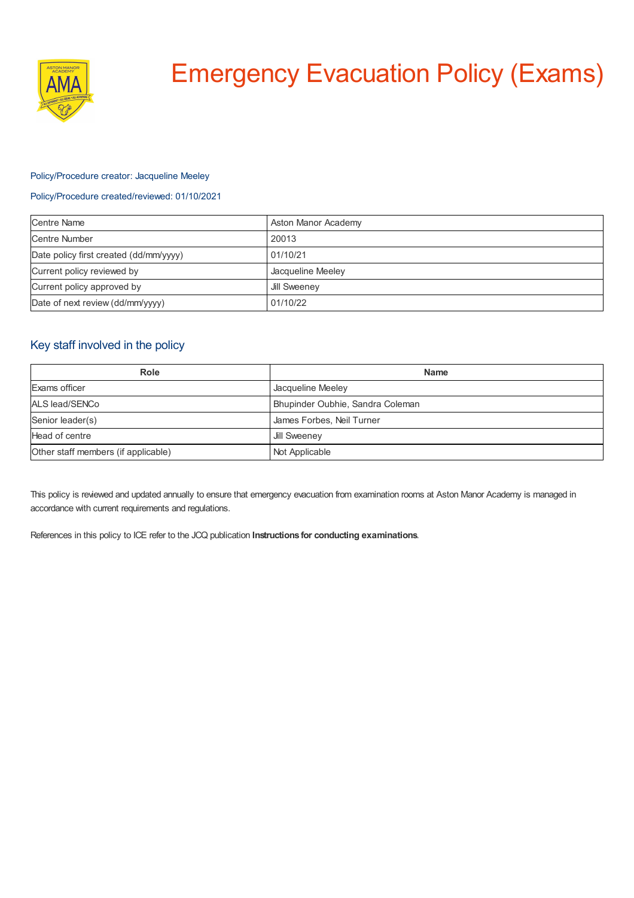# Emergency Evacuation Policy (Exams)

Policy/Procedure creator: Jacqueline Meeley

Policy/Procedure created/reviewed: 01/10/2021

| Centre Name | Aston Manor Academy |
|---|---|
| Centre Number | 20013 |
| Date policy first created (dd/mm/yyyy) | 01/10/21 |
| Current policy reviewed by | Jacqueline Meeley |
| Current policy approved by | Jill Sweeney |
| Date of next review (dd/mm/yyyy) | 01/10/22 |

## Key staff involved in the policy

| Role | Name |
|---|---|
| Exams officer | Jacqueline Meeley |
| ALS lead/SENCo | Bhupinder Oubhie, Sandra Coleman |
| Senior leader(s) | James Forbes, Neil Turner |
| Head of centre | Jill Sweeney |
| Other staff members (if applicable) | Not Applicable |

This policy is reviewed and updated annually to ensure that emergency evacuation from examination rooms at Aston Manor Academy is managed in accordance with current requirements and regulations.

References in this policy to ICE refer to the JCQ publication **Instructions for conducting examinations**.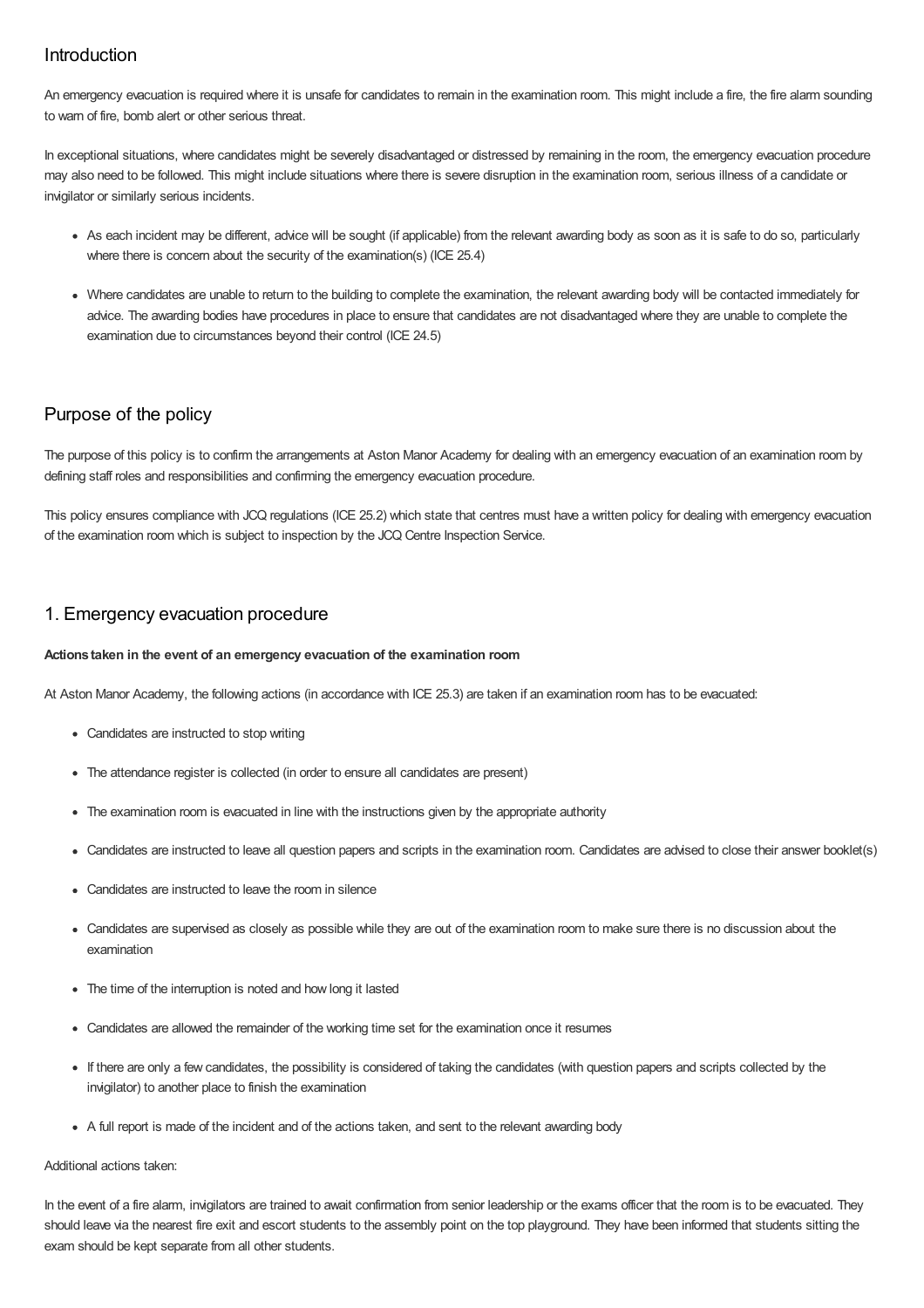## Introduction

An emergency evacuation is required where it is unsafe for candidates to remain in the examination room. This might include a fire, the fire alarm sounding to warn of fire, bomb alert or other serious threat.

In exceptional situations, where candidates might be severely disadvantaged or distressed by remaining in the room, the emergency evacuation procedure may also need to be followed. This might include situations where there is severe disruption in the examination room, serious illness of a candidate or invigilator or similarly serious incidents.

- As each incident may be different, advice will be sought (if applicable) from the relevant awarding body as soon as it is safe to do so, particularly where there is concern about the security of the examination(s) (ICE 25.4)
- Where candidates are unable to return to the building to complete the examination, the relevant awarding body will be contacted immediately for advice. The awarding bodies have procedures in place to ensure that candidates are not disadvantaged where they are unable to complete the examination due to circumstances beyond their control (ICE 24.5)

## Purpose of the policy

The purpose of this policy is to confirm the arrangements at Aston Manor Academy for dealing with an emergency evacuation of an examination room by defining staff roles and responsibilities and confirming the emergency evacuation procedure.

This policy ensures compliance with JCQ regulations (ICE 25.2) which state that centres must have a written policy for dealing with emergency evacuation of the examination room which is subject to inspection by the JCQ Centre Inspection Service.

## 1. Emergency evacuation procedure

**Actions taken in the event of an emergency evacuation of the examination room**

At Aston Manor Academy, the following actions (in accordance with ICE 25.3) are taken if an examination room has to be evacuated:

- Candidates are instructed to stop writing
- The attendance register is collected (in order to ensure all candidates are present)
- The examination room is evacuated in line with the instructions given by the appropriate authority
- Candidates are instructed to leave all question papers and scripts in the examination room. Candidates are advised to close their answer booklet(s)
- Candidates are instructed to leave the room in silence
- Candidates are supervised as closely as possible while they are out of the examination room to make sure there is no discussion about the examination
- The time of the interruption is noted and how long it lasted
- Candidates are allowed the remainder of the working time set for the examination once it resumes
- If there are only a few candidates, the possibility is considered of taking the candidates (with question papers and scripts collected by the invigilator) to another place to finish the examination
- A full report is made of the incident and of the actions taken, and sent to the relevant awarding body

Additional actions taken:

In the event of a fire alarm, invigilators are trained to await confirmation from senior leadership or the exams officer that the room is to be evacuated. They should leave via the nearest fire exit and escort students to the assembly point on the top playground. They have been informed that students sitting the exam should be kept separate from all other students.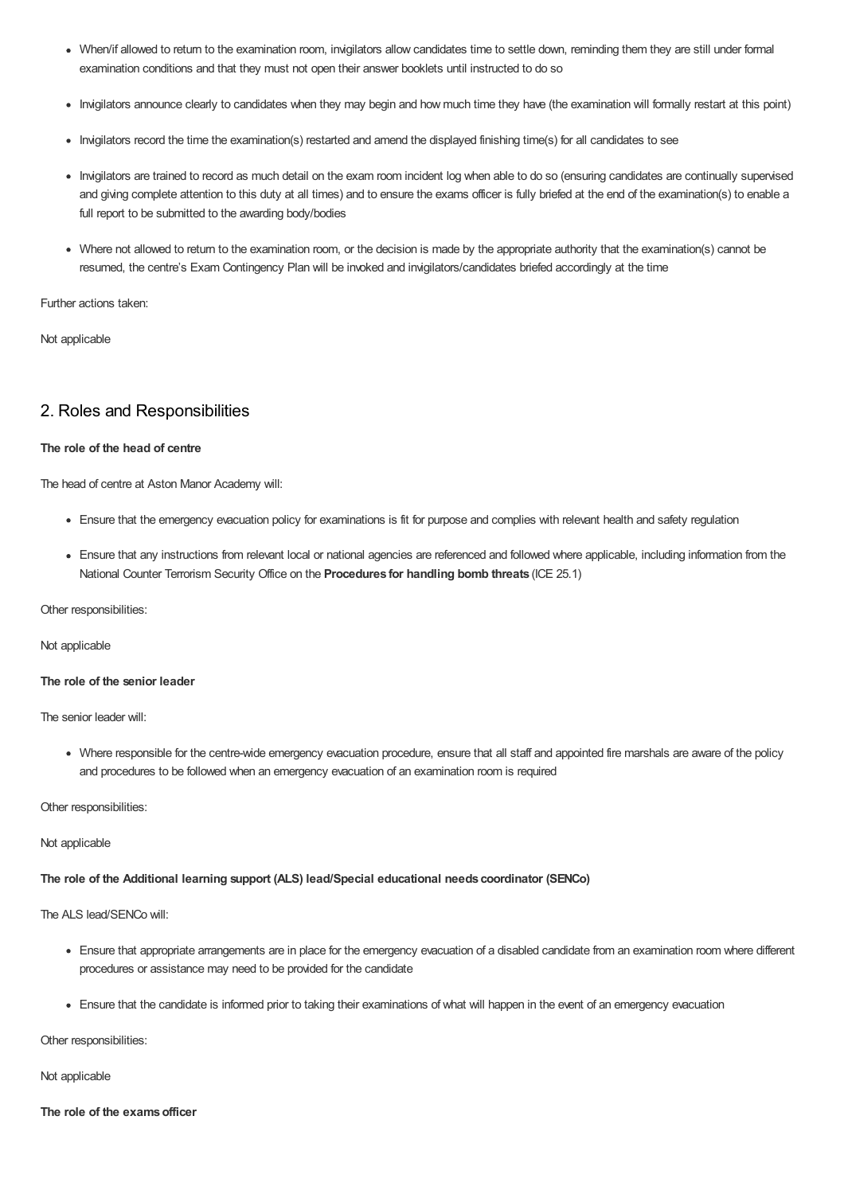- When/if allowed to return to the examination room, invigilators allow candidates time to settle down, reminding them they are still under formal examination conditions and that they must not open their answer booklets until instructed to do so
- Invigilators announce clearly to candidates when they may begin and how much time they have (the examination will formally restart at this point)
- Invigilators record the time the examination(s) restarted and amend the displayed finishing time(s) for all candidates to see
- Invigilators are trained to record as much detail on the exam room incident log when able to do so (ensuring candidates are continually supervised and giving complete attention to this duty at all times) and to ensure the exams officer is fully briefed at the end of the examination(s) to enable a full report to be submitted to the awarding body/bodies
- Where not allowed to return to the examination room, or the decision is made by the appropriate authority that the examination(s) cannot be resumed, the centre's Exam Contingency Plan will be invoked and invigilators/candidates briefed accordingly at the time

Further actions taken:

Not applicable

## 2. Roles and Responsibilities

**The role of the head of centre**

The head of centre at Aston Manor Academy will:

- Ensure that the emergency evacuation policy for examinations is fit for purpose and complies with relevant health and safety regulation
- Ensure that any instructions from relevant local or national agencies are referenced and followed where applicable, including information from the National Counter Terrorism Security Office on the **Procedures for handling bomb threats** (ICE 25.1)

Other responsibilities:

Not applicable

**The role of the senior leader**

The senior leader will:

- Where responsible for the centre-wide emergency evacuation procedure, ensure that all staff and appointed fire marshals are aware of the policy and procedures to be followed when an emergency evacuation of an examination room is required

Other responsibilities:

Not applicable

**The role of the Additional learning support (ALS) lead/Special educational needs coordinator (SENCo)**

The ALS lead/SENCo will:

- Ensure that appropriate arrangements are in place for the emergency evacuation of a disabled candidate from an examination room where different procedures or assistance may need to be provided for the candidate
- Ensure that the candidate is informed prior to taking their examinations of what will happen in the event of an emergency evacuation

Other responsibilities:

Not applicable

**The role of the exams officer**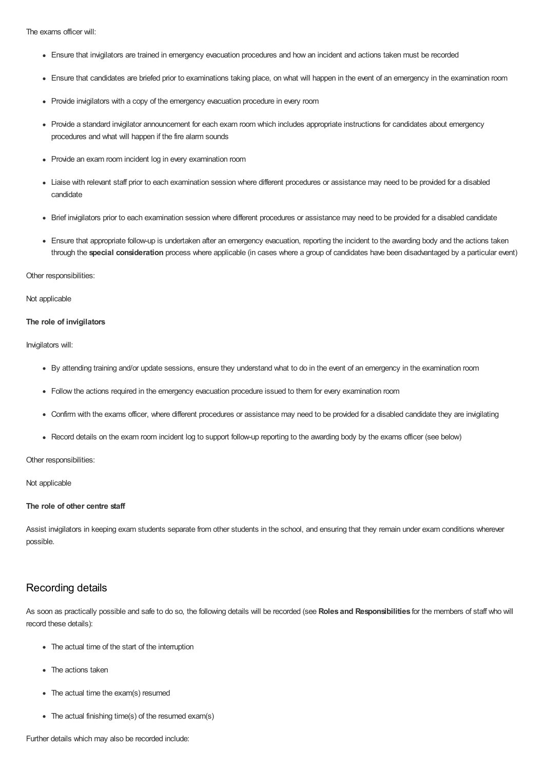The exams officer will:

- Ensure that invigilators are trained in emergency evacuation procedures and how an incident and actions taken must be recorded
- Ensure that candidates are briefed prior to examinations taking place, on what will happen in the event of an emergency in the examination room
- Provide invigilators with a copy of the emergency evacuation procedure in every room
- Provide a standard invigilator announcement for each exam room which includes appropriate instructions for candidates about emergency procedures and what will happen if the fire alarm sounds
- Provide an exam room incident log in every examination room
- Liaise with relevant staff prior to each examination session where different procedures or assistance may need to be provided for a disabled candidate
- Brief invigilators prior to each examination session where different procedures or assistance may need to be provided for a disabled candidate
- Ensure that appropriate follow-up is undertaken after an emergency evacuation, reporting the incident to the awarding body and the actions taken through the **special consideration** process where applicable (in cases where a group of candidates have been disadvantaged by a particular event)

Other responsibilities:

Not applicable

**The role of invigilators**

Invigilators will:

- By attending training and/or update sessions, ensure they understand what to do in the event of an emergency in the examination room
- Follow the actions required in the emergency evacuation procedure issued to them for every examination room
- Confirm with the exams officer, where different procedures or assistance may need to be provided for a disabled candidate they are invigilating
- Record details on the exam room incident log to support follow-up reporting to the awarding body by the exams officer (see below)

Other responsibilities:

Not applicable

**The role of other centre staff**

Assist invigilators in keeping exam students separate from other students in the school, and ensuring that they remain under exam conditions wherever possible.

## Recording details

As soon as practically possible and safe to do so, the following details will be recorded (see **Roles and Responsibilities** for the members of staff who will record these details):

- The actual time of the start of the interruption
- The actions taken
- The actual time the exam(s) resumed
- The actual finishing time(s) of the resumed exam(s)

Further details which may also be recorded include: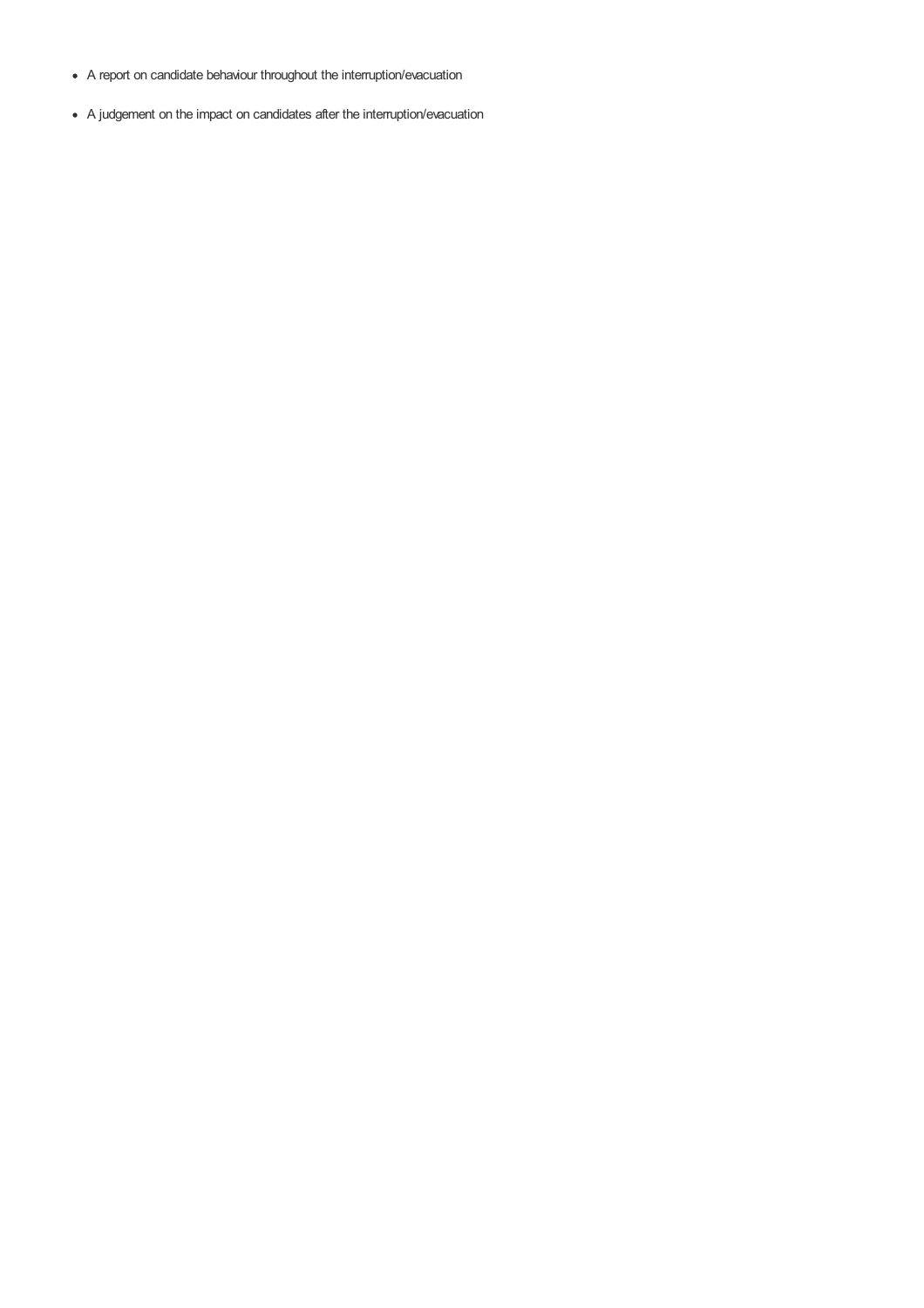- A report on candidate behaviour throughout the interruption/evacuation
- A judgement on the impact on candidates after the interruption/evacuation